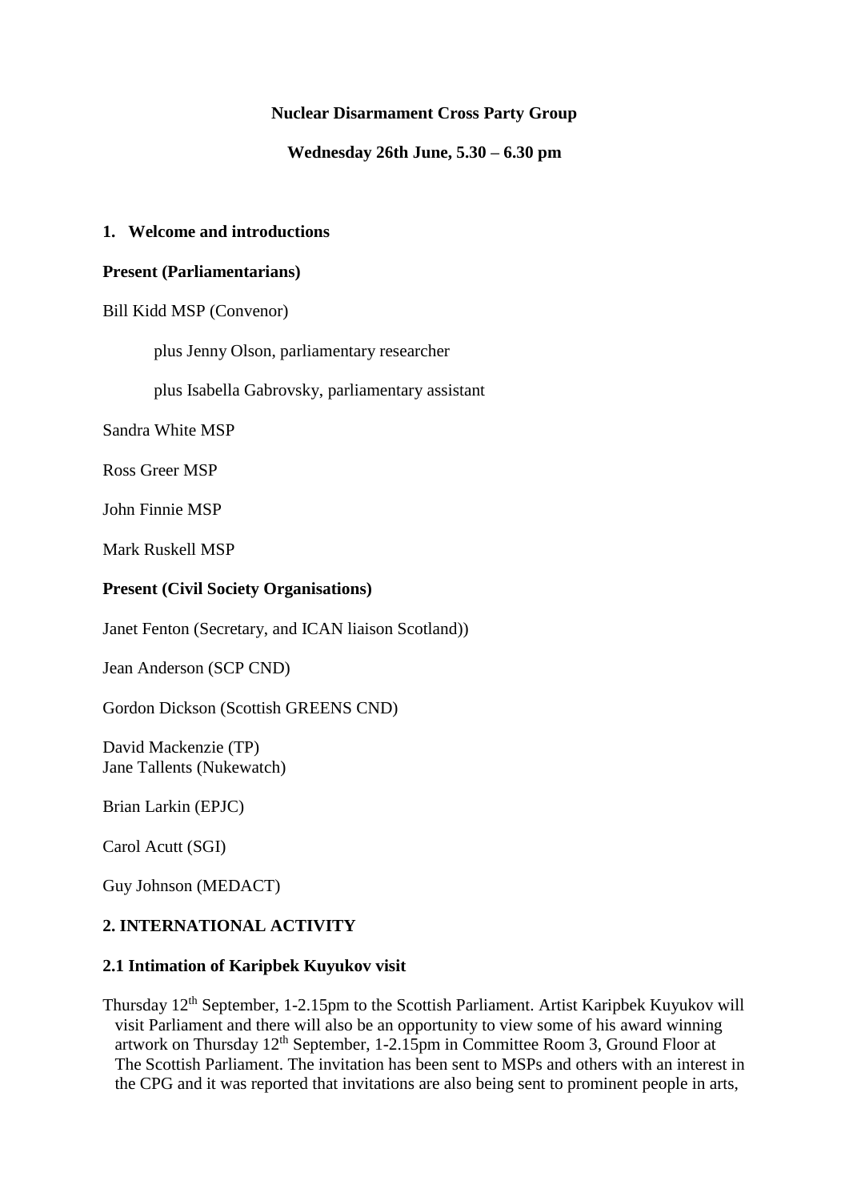**Nuclear Disarmament Cross Party Group**

**Wednesday 26th June, 5.30 – 6.30 pm**

## 1. Welcome and introductions

**Present (Parliamentarians)**

Bill Kidd MSP (Convenor)

plus Jenny Olson, parliamentary researcher

plus Isabella Gabrovsky, parliamentary assistant

Sandra White MSP

Ross Greer MSP

John Finnie MSP

Mark Ruskell MSP

**Present (Civil Society Organisations)**

Janet Fenton (Secretary, and ICAN liaison Scotland))

Jean Anderson (SCP CND)

Gordon Dickson (Scottish GREENS CND)

David Mackenzie (TP)
Jane Tallents (Nukewatch)

Brian Larkin (EPJC)

Carol Acutt (SGI)

Guy Johnson (MEDACT)

## 2. INTERNATIONAL ACTIVITY

### 2.1 Intimation of Karipbek Kuyukov visit

Thursday 12th September, 1-2.15pm to the Scottish Parliament. Artist Karipbek Kuyukov will visit Parliament and there will also be an opportunity to view some of his award winning artwork on Thursday 12th September, 1-2.15pm in Committee Room 3, Ground Floor at The Scottish Parliament. The invitation has been sent to MSPs and others with an interest in the CPG and it was reported that invitations are also being sent to prominent people in arts,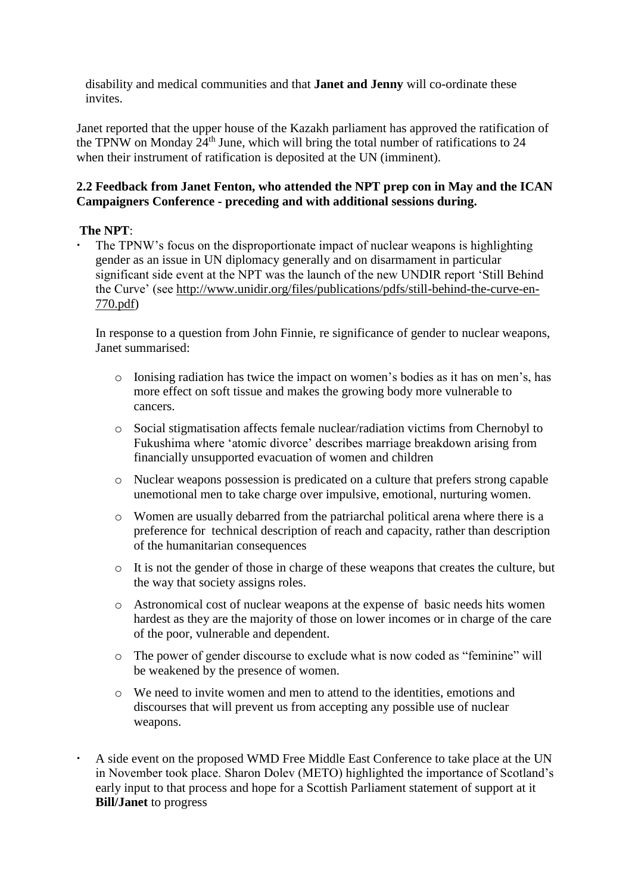disability and medical communities and that **Janet and Jenny** will co-ordinate these invites.

Janet reported that the upper house of the Kazakh parliament has approved the ratification of the TPNW on Monday 24th June, which will bring the total number of ratifications to 24 when their instrument of ratification is deposited at the UN (imminent).

**2.2 Feedback from Janet Fenton, who attended the NPT prep con in May and the ICAN Campaigners Conference - preceding and with additional sessions during.**

**The NPT**:

- The TPNW's focus on the disproportionate impact of nuclear weapons is highlighting gender as an issue in UN diplomacy generally and on disarmament in particular significant side event at the NPT was the launch of the new UNDIR report 'Still Behind the Curve' (see http://www.unidir.org/files/publications/pdfs/still-behind-the-curve-en-770.pdf)

  In response to a question from John Finnie, re significance of gender to nuclear weapons, Janet summarised:

  - Ionising radiation has twice the impact on women's bodies as it has on men's, has more effect on soft tissue and makes the growing body more vulnerable to cancers.
  - Social stigmatisation affects female nuclear/radiation victims from Chernobyl to Fukushima where 'atomic divorce' describes marriage breakdown arising from financially unsupported evacuation of women and children
  - Nuclear weapons possession is predicated on a culture that prefers strong capable unemotional men to take charge over impulsive, emotional, nurturing women.
  - Women are usually debarred from the patriarchal political arena where there is a preference for technical description of reach and capacity, rather than description of the humanitarian consequences
  - It is not the gender of those in charge of these weapons that creates the culture, but the way that society assigns roles.
  - Astronomical cost of nuclear weapons at the expense of basic needs hits women hardest as they are the majority of those on lower incomes or in charge of the care of the poor, vulnerable and dependent.
  - The power of gender discourse to exclude what is now coded as "feminine" will be weakened by the presence of women.
  - We need to invite women and men to attend to the identities, emotions and discourses that will prevent us from accepting any possible use of nuclear weapons.

- A side event on the proposed WMD Free Middle East Conference to take place at the UN in November took place. Sharon Dolev (METO) highlighted the importance of Scotland's early input to that process and hope for a Scottish Parliament statement of support at it **Bill/Janet** to progress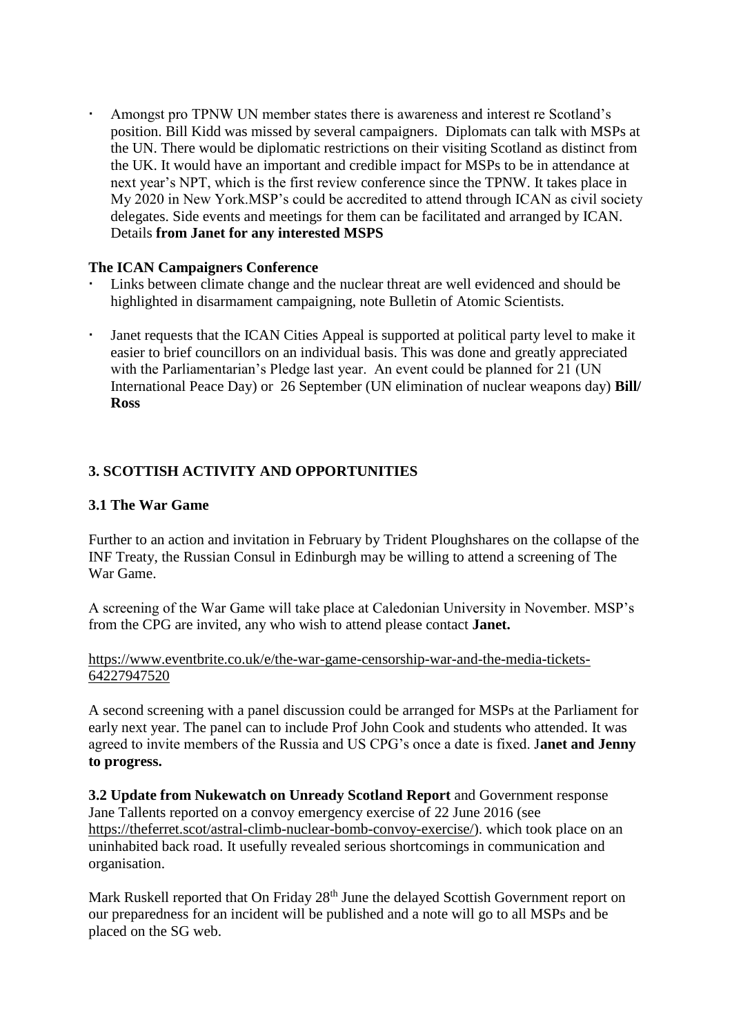- Amongst pro TPNW UN member states there is awareness and interest re Scotland's position. Bill Kidd was missed by several campaigners. Diplomats can talk with MSPs at the UN. There would be diplomatic restrictions on their visiting Scotland as distinct from the UK. It would have an important and credible impact for MSPs to be in attendance at next year's NPT, which is the first review conference since the TPNW. It takes place in My 2020 in New York.MSP's could be accredited to attend through ICAN as civil society delegates. Side events and meetings for them can be facilitated and arranged by ICAN. Details **from Janet for any interested MSPS**

**The ICAN Campaigners Conference**

- Links between climate change and the nuclear threat are well evidenced and should be highlighted in disarmament campaigning, note Bulletin of Atomic Scientists.
- Janet requests that the ICAN Cities Appeal is supported at political party level to make it easier to brief councillors on an individual basis. This was done and greatly appreciated with the Parliamentarian's Pledge last year. An event could be planned for 21 (UN International Peace Day) or 26 September (UN elimination of nuclear weapons day) **Bill/ Ross**

## 3. SCOTTISH ACTIVITY AND OPPORTUNITIES

### 3.1 The War Game

Further to an action and invitation in February by Trident Ploughshares on the collapse of the INF Treaty, the Russian Consul in Edinburgh may be willing to attend a screening of The War Game.

A screening of the War Game will take place at Caledonian University in November. MSP's from the CPG are invited, any who wish to attend please contact **Janet.**

https://www.eventbrite.co.uk/e/the-war-game-censorship-war-and-the-media-tickets-64227947520

A second screening with a panel discussion could be arranged for MSPs at the Parliament for early next year. The panel can to include Prof John Cook and students who attended. It was agreed to invite members of the Russia and US CPG's once a date is fixed. J**anet and Jenny to progress.**

**3.2 Update from Nukewatch on Unready Scotland Report** and Government response
Jane Tallents reported on a convoy emergency exercise of 22 June 2016 (see https://theferret.scot/astral-climb-nuclear-bomb-convoy-exercise/). which took place on an uninhabited back road. It usefully revealed serious shortcomings in communication and organisation.

Mark Ruskell reported that On Friday 28th June the delayed Scottish Government report on our preparedness for an incident will be published and a note will go to all MSPs and be placed on the SG web.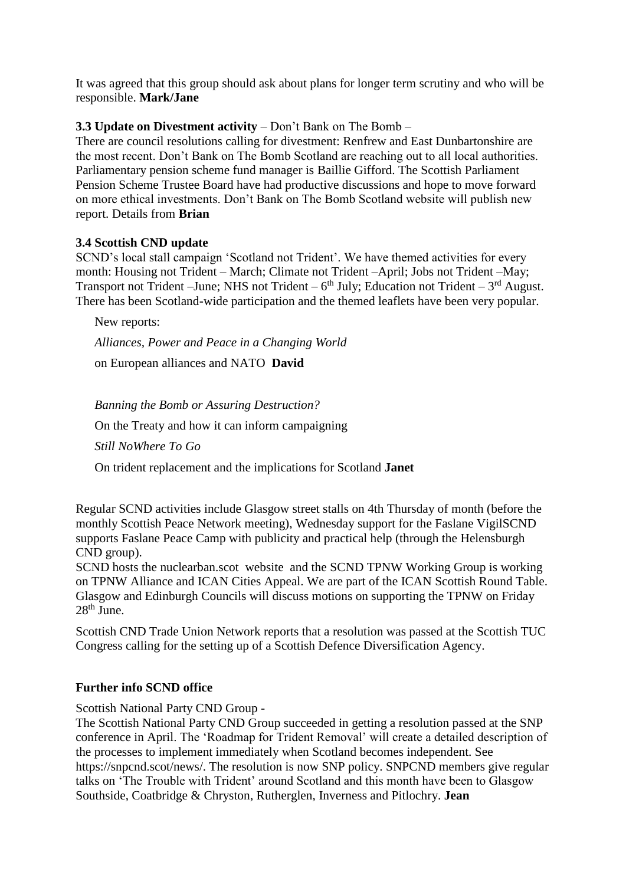It was agreed that this group should ask about plans for longer term scrutiny and who will be responsible. **Mark/Jane**

**3.3 Update on Divestment activity** – Don't Bank on The Bomb –

There are council resolutions calling for divestment: Renfrew and East Dunbartonshire are the most recent. Don't Bank on The Bomb Scotland are reaching out to all local authorities. Parliamentary pension scheme fund manager is Baillie Gifford. The Scottish Parliament Pension Scheme Trustee Board have had productive discussions and hope to move forward on more ethical investments. Don't Bank on The Bomb Scotland website will publish new report. Details from **Brian**

**3.4 Scottish CND update**

SCND's local stall campaign 'Scotland not Trident'. We have themed activities for every month: Housing not Trident – March; Climate not Trident –April; Jobs not Trident –May; Transport not Trident –June; NHS not Trident – 6th July; Education not Trident – 3rd August. There has been Scotland-wide participation and the themed leaflets have been very popular.

New reports:

*Alliances, Power and Peace in a Changing World*

on European alliances and NATO **David**

*Banning the Bomb or Assuring Destruction?*

On the Treaty and how it can inform campaigning

*Still NoWhere To Go*

On trident replacement and the implications for Scotland **Janet**

Regular SCND activities include Glasgow street stalls on 4th Thursday of month (before the monthly Scottish Peace Network meeting), Wednesday support for the Faslane VigilSCND supports Faslane Peace Camp with publicity and practical help (through the Helensburgh CND group).

SCND hosts the nuclearban.scot website and the SCND TPNW Working Group is working on TPNW Alliance and ICAN Cities Appeal. We are part of the ICAN Scottish Round Table. Glasgow and Edinburgh Councils will discuss motions on supporting the TPNW on Friday 28th June.

Scottish CND Trade Union Network reports that a resolution was passed at the Scottish TUC Congress calling for the setting up of a Scottish Defence Diversification Agency.

**Further info SCND office**

Scottish National Party CND Group -

The Scottish National Party CND Group succeeded in getting a resolution passed at the SNP conference in April. The 'Roadmap for Trident Removal' will create a detailed description of the processes to implement immediately when Scotland becomes independent. See https://snpcnd.scot/news/. The resolution is now SNP policy. SNPCND members give regular talks on 'The Trouble with Trident' around Scotland and this month have been to Glasgow Southside, Coatbridge & Chryston, Rutherglen, Inverness and Pitlochry. **Jean**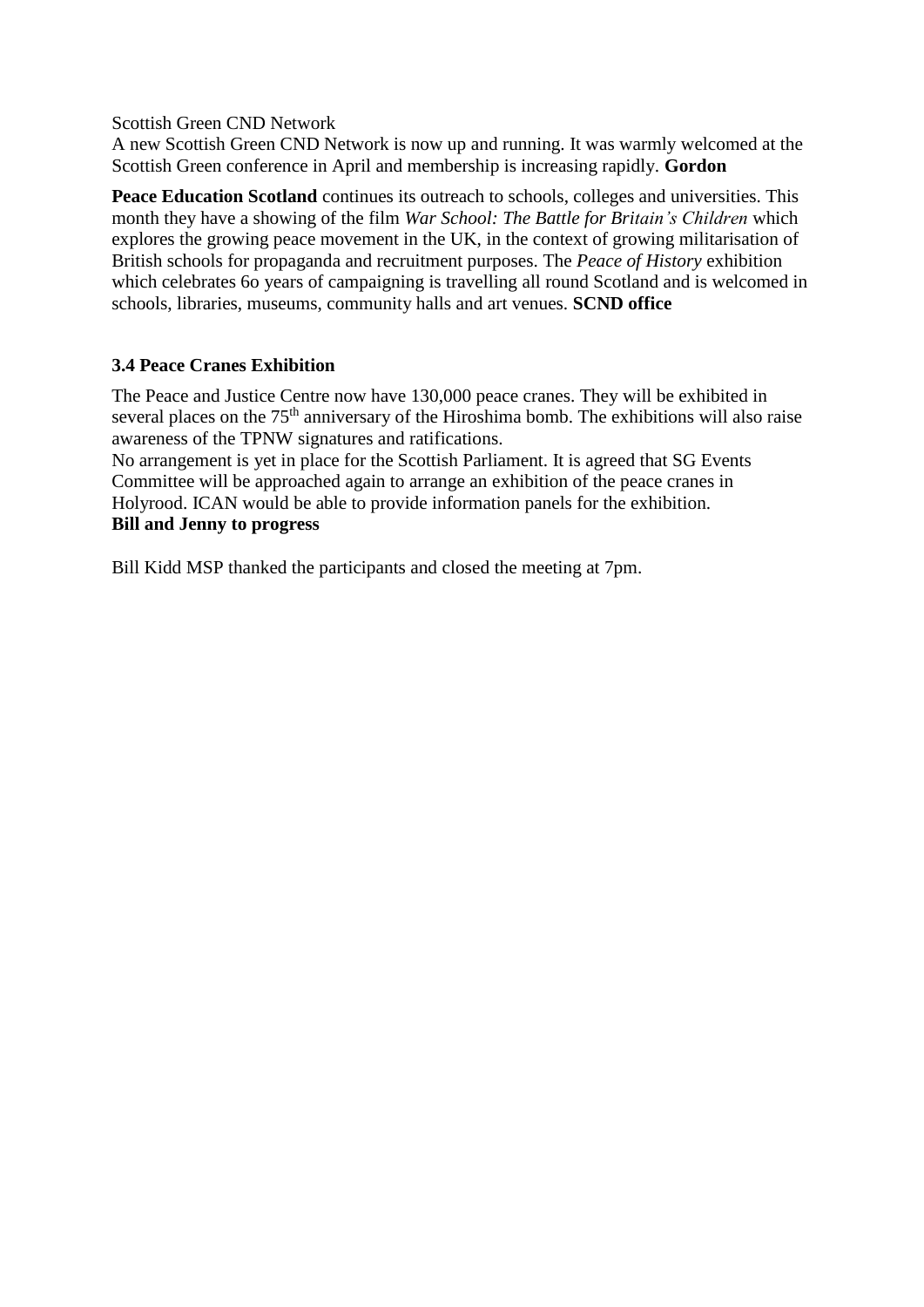Scottish Green CND Network
A new Scottish Green CND Network is now up and running. It was warmly welcomed at the Scottish Green conference in April and membership is increasing rapidly. **Gordon**

**Peace Education Scotland** continues its outreach to schools, colleges and universities. This month they have a showing of the film *War School: The Battle for Britain's Children* which explores the growing peace movement in the UK, in the context of growing militarisation of British schools for propaganda and recruitment purposes. The *Peace of History* exhibition which celebrates 6o years of campaigning is travelling all round Scotland and is welcomed in schools, libraries, museums, community halls and art venues. **SCND office**

**3.4 Peace Cranes Exhibition**

The Peace and Justice Centre now have 130,000 peace cranes. They will be exhibited in several places on the 75th anniversary of the Hiroshima bomb. The exhibitions will also raise awareness of the TPNW signatures and ratifications.
No arrangement is yet in place for the Scottish Parliament. It is agreed that SG Events Committee will be approached again to arrange an exhibition of the peace cranes in Holyrood. ICAN would be able to provide information panels for the exhibition.
**Bill and Jenny to progress**

Bill Kidd MSP thanked the participants and closed the meeting at 7pm.